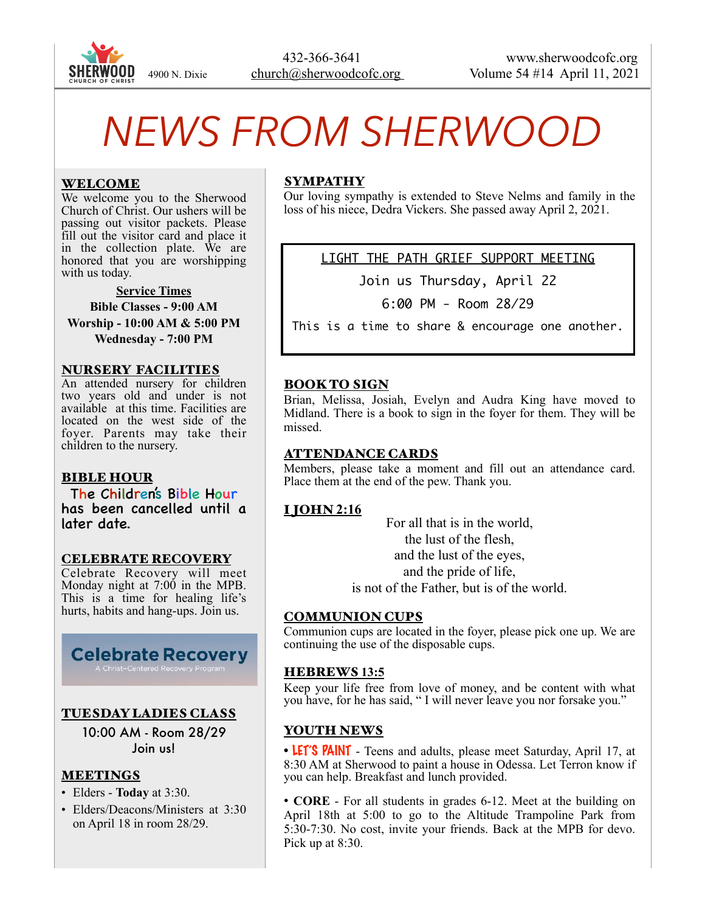SHERWOOD CHURCH OF CHRIST 4900 N. Dixie

432-366-3641
church@sherwoodcofc.org

www.sherwoodcofc.org
Volume 54 #14 April 11, 2021

# NEWS FROM SHERWOOD

## WELCOME

We welcome you to the Sherwood Church of Christ. Our ushers will be passing out visitor packets. Please fill out the visitor card and place it in the collection plate. We are honored that you are worshipping with us today.

**Service Times**

**Bible Classes - 9:00 AM**
**Worship - 10:00 AM & 5:00 PM**
**Wednesday - 7:00 PM**

## NURSERY FACILITIES

An attended nursery for children two years old and under is not available at this time. Facilities are located on the west side of the foyer. Parents may take their children to the nursery.

## BIBLE HOUR

The Children's Bible Hour has been cancelled until a later date.

## CELEBRATE RECOVERY

Celebrate Recovery will meet Monday night at 7:00 in the MPB. This is a time for healing life's hurts, habits and hang-ups. Join us.

Celebrate Recovery
A Christ-Centered Recovery Program

## TUESDAY LADIES CLASS

10:00 AM - Room 28/29
Join us!

## MEETINGS

- Elders - **Today** at 3:30.
- Elders/Deacons/Ministers at 3:30 on April 18 in room 28/29.

## SYMPATHY

Our loving sympathy is extended to Steve Nelms and family in the loss of his niece, Dedra Vickers. She passed away April 2, 2021.

**LIGHT THE PATH GRIEF SUPPORT MEETING**

Join us Thursday, April 22

6:00 PM - Room 28/29

This is a time to share & encourage one another.

## BOOK TO SIGN

Brian, Melissa, Josiah, Evelyn and Audra King have moved to Midland. There is a book to sign in the foyer for them. They will be missed.

## ATTENDANCE CARDS

Members, please take a moment and fill out an attendance card. Place them at the end of the pew. Thank you.

## I JOHN 2:16

For all that is in the world,
the lust of the flesh,
and the lust of the eyes,
and the pride of life,
is not of the Father, but is of the world.

## COMMUNION CUPS

Communion cups are located in the foyer, please pick one up. We are continuing the use of the disposable cups.

## HEBREWS 13:5

Keep your life free from love of money, and be content with what you have, for he has said, " I will never leave you nor forsake you."

## YOUTH NEWS

• **LET'S PAINT** - Teens and adults, please meet Saturday, April 17, at 8:30 AM at Sherwood to paint a house in Odessa. Let Terron know if you can help. Breakfast and lunch provided.

• **CORE** - For all students in grades 6-12. Meet at the building on April 18th at 5:00 to go to the Altitude Trampoline Park from 5:30-7:30. No cost, invite your friends. Back at the MPB for devo. Pick up at 8:30.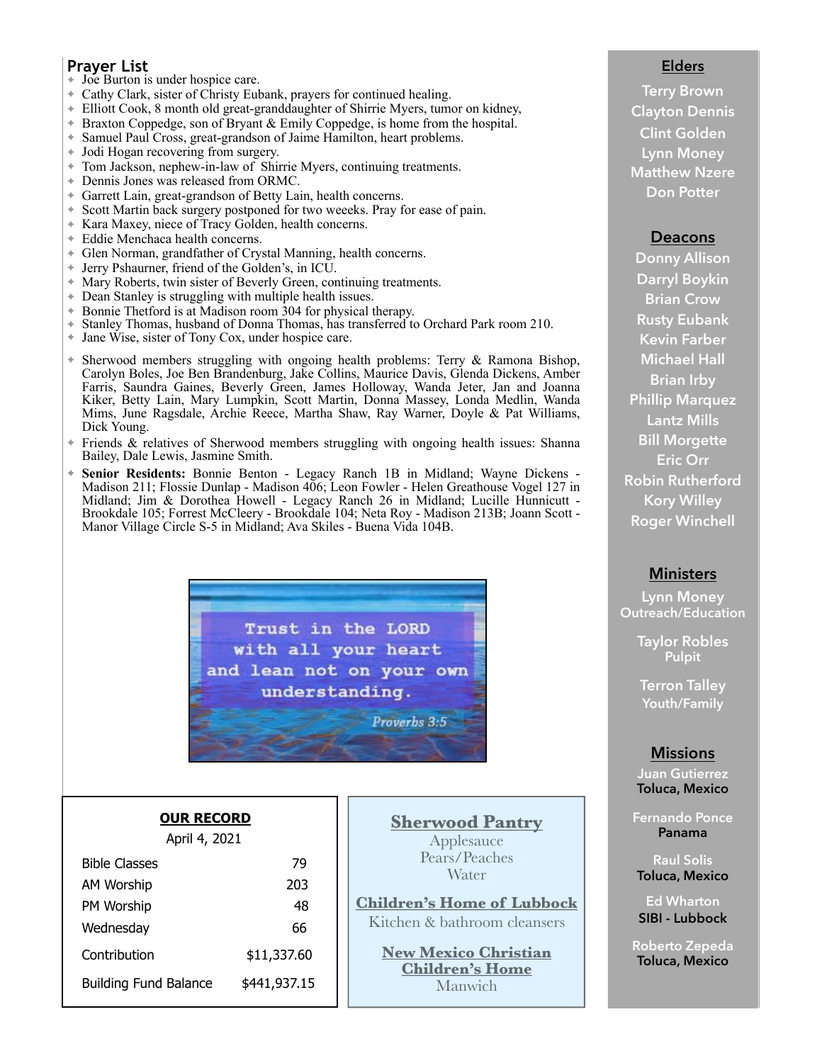## Prayer List

- Joe Burton is under hospice care.
- Cathy Clark, sister of Christy Eubank, prayers for continued healing.
- Elliott Cook, 8 month old great-granddaughter of Shirrie Myers, tumor on kidney,
- Braxton Coppedge, son of Bryant & Emily Coppedge, is home from the hospital.
- Samuel Paul Cross, great-grandson of Jaime Hamilton, heart problems.
- Jodi Hogan recovering from surgery.
- Tom Jackson, nephew-in-law of Shirrie Myers, continuing treatments.
- Dennis Jones was released from ORMC.
- Garrett Lain, great-grandson of Betty Lain, health concerns.
- Scott Martin back surgery postponed for two weeeks. Pray for ease of pain.
- Kara Maxey, niece of Tracy Golden, health concerns.
- Eddie Menchaca health concerns.
- Glen Norman, grandfather of Crystal Manning, health concerns.
- Jerry Pshaurner, friend of the Golden's, in ICU.
- Mary Roberts, twin sister of Beverly Green, continuing treatments.
- Dean Stanley is struggling with multiple health issues.
- Bonnie Thetford is at Madison room 304 for physical therapy.
- Stanley Thomas, husband of Donna Thomas, has transferred to Orchard Park room 210.
- Jane Wise, sister of Tony Cox, under hospice care.
- Sherwood members struggling with ongoing health problems: Terry & Ramona Bishop, Carolyn Boles, Joe Ben Brandenburg, Jake Collins, Maurice Davis, Glenda Dickens, Amber Farris, Saundra Gaines, Beverly Green, James Holloway, Wanda Jeter, Jan and Joanna Kiker, Betty Lain, Mary Lumpkin, Scott Martin, Donna Massey, Londa Medlin, Wanda Mims, June Ragsdale, Archie Reece, Martha Shaw, Ray Warner, Doyle & Pat Williams, Dick Young.
- Friends & relatives of Sherwood members struggling with ongoing health issues: Shanna Bailey, Dale Lewis, Jasmine Smith.
- **Senior Residents:** Bonnie Benton - Legacy Ranch 1B in Midland; Wayne Dickens - Madison 211; Flossie Dunlap - Madison 406; Leon Fowler - Helen Greathouse Vogel 127 in Midland; Jim & Dorothea Howell - Legacy Ranch 26 in Midland; Lucille Hunnicutt - Brookdale 105; Forrest McCleery - Brookdale 104; Neta Roy - Madison 213B; Joann Scott - Manor Village Circle S-5 in Midland; Ava Skiles - Buena Vida 104B.

Trust in the LORD with all your heart and lean not on your own understanding.

*Proverbs 3:5*

**OUR RECORD**

April 4, 2021

| | |
|---|---|
| Bible Classes | 79 |
| AM Worship | 203 |
| PM Worship | 48 |
| Wednesday | 66 |
| Contribution | $11,337.60 |
| Building Fund Balance | $441,937.15 |

**Sherwood Pantry**

Applesauce
Pears/Peaches
Water

**Children's Home of Lubbock**

Kitchen & bathroom cleansers

**New Mexico Christian Children's Home**

Manwich

### Elders

Terry Brown
Clayton Dennis
Clint Golden
Lynn Money
Matthew Nzere
Don Potter

### Deacons

Donny Allison
Darryl Boykin
Brian Crow
Rusty Eubank
Kevin Farber
Michael Hall
Brian Irby
Phillip Marquez
Lantz Mills
Bill Morgette
Eric Orr
Robin Rutherford
Kory Willey
Roger Winchell

### Ministers

Lynn Money
Outreach/Education

Taylor Robles
Pulpit

Terron Talley
Youth/Family

### Missions

Juan Gutierrez
Toluca, Mexico

Fernando Ponce
Panama

Raul Solis
Toluca, Mexico

Ed Wharton
SIBI - Lubbock

Roberto Zepeda
Toluca, Mexico